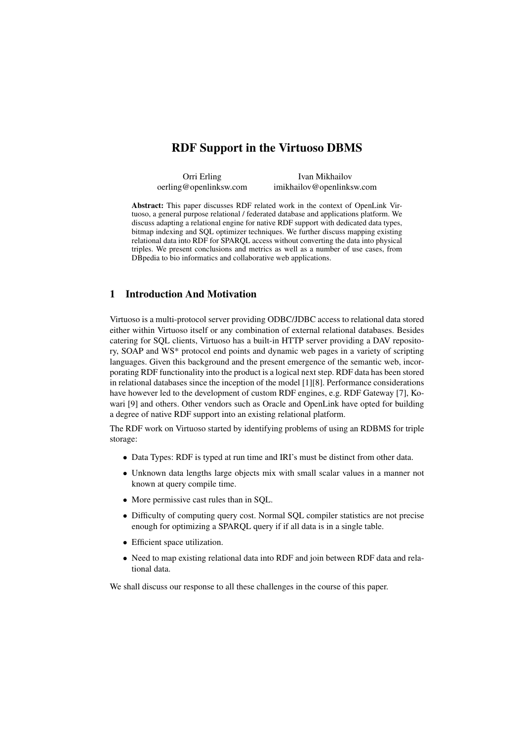# RDF Support in the Virtuoso DBMS

Orri Erling
oerling@openlinksw.com

Ivan Mikhailov
imikhailov@openlinksw.com

**Abstract:** This paper discusses RDF related work in the context of OpenLink Virtuoso, a general purpose relational / federated database and applications platform. We discuss adapting a relational engine for native RDF support with dedicated data types, bitmap indexing and SQL optimizer techniques. We further discuss mapping existing relational data into RDF for SPARQL access without converting the data into physical triples. We present conclusions and metrics as well as a number of use cases, from DBpedia to bio informatics and collaborative web applications.

## 1 Introduction And Motivation

Virtuoso is a multi-protocol server providing ODBC/JDBC access to relational data stored either within Virtuoso itself or any combination of external relational databases. Besides catering for SQL clients, Virtuoso has a built-in HTTP server providing a DAV repository, SOAP and WS* protocol end points and dynamic web pages in a variety of scripting languages. Given this background and the present emergence of the semantic web, incorporating RDF functionality into the product is a logical next step. RDF data has been stored in relational databases since the inception of the model [1][8]. Performance considerations have however led to the development of custom RDF engines, e.g. RDF Gateway [7], Kowari [9] and others. Other vendors such as Oracle and OpenLink have opted for building a degree of native RDF support into an existing relational platform.

The RDF work on Virtuoso started by identifying problems of using an RDBMS for triple storage:

- Data Types: RDF is typed at run time and IRI's must be distinct from other data.
- Unknown data lengths large objects mix with small scalar values in a manner not known at query compile time.
- More permissive cast rules than in SQL.
- Difficulty of computing query cost. Normal SQL compiler statistics are not precise enough for optimizing a SPARQL query if if all data is in a single table.
- Efficient space utilization.
- Need to map existing relational data into RDF and join between RDF data and relational data.

We shall discuss our response to all these challenges in the course of this paper.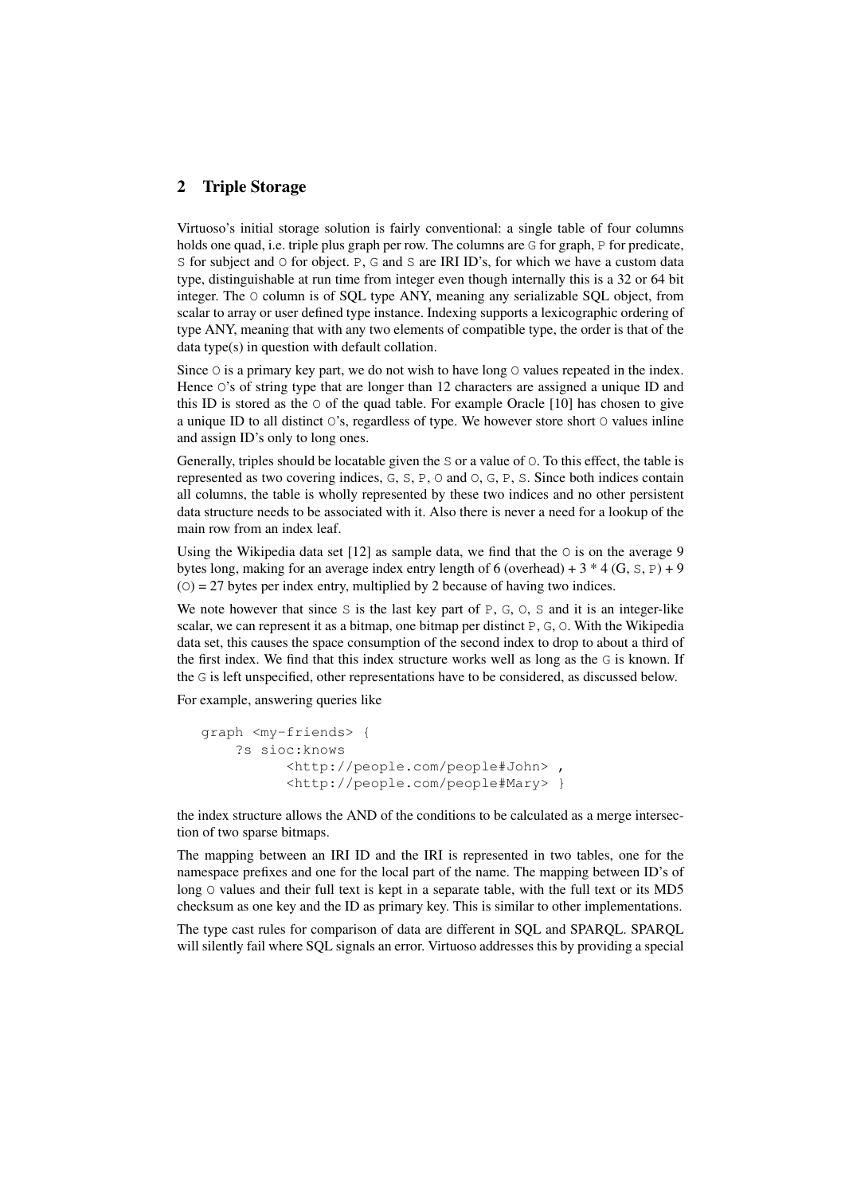## 2 Triple Storage

Virtuoso's initial storage solution is fairly conventional: a single table of four columns holds one quad, i.e. triple plus graph per row. The columns are `G` for graph, `P` for predicate, `S` for subject and `O` for object. `P`, `G` and `S` are IRI ID's, for which we have a custom data type, distinguishable at run time from integer even though internally this is a 32 or 64 bit integer. The `O` column is of SQL type ANY, meaning any serializable SQL object, from scalar to array or user defined type instance. Indexing supports a lexicographic ordering of type ANY, meaning that with any two elements of compatible type, the order is that of the data type(s) in question with default collation.

Since `O` is a primary key part, we do not wish to have long `O` values repeated in the index. Hence `O`'s of string type that are longer than 12 characters are assigned a unique ID and this ID is stored as the `O` of the quad table. For example Oracle [10] has chosen to give a unique ID to all distinct `O`'s, regardless of type. We however store short `O` values inline and assign ID's only to long ones.

Generally, triples should be locatable given the `S` or a value of `O`. To this effect, the table is represented as two covering indices, `G`, `S`, `P`, `O` and `O`, `G`, `P`, `S`. Since both indices contain all columns, the table is wholly represented by these two indices and no other persistent data structure needs to be associated with it. Also there is never a need for a lookup of the main row from an index leaf.

Using the Wikipedia data set [12] as sample data, we find that the `O` is on the average 9 bytes long, making for an average index entry length of 6 (overhead) + 3 * 4 (`G`, `S`, `P`) + 9 (`O`) = 27 bytes per index entry, multiplied by 2 because of having two indices.

We note however that since `S` is the last key part of `P`, `G`, `O`, `S` and it is an integer-like scalar, we can represent it as a bitmap, one bitmap per distinct `P`, `G`, `O`. With the Wikipedia data set, this causes the space consumption of the second index to drop to about a third of the first index. We find that this index structure works well as long as the `G` is known. If the `G` is left unspecified, other representations have to be considered, as discussed below.

For example, answering queries like

```
graph <my-friends> {
    ?s sioc:knows
         <http://people.com/people#John> ,
         <http://people.com/people#Mary> }
```

the index structure allows the AND of the conditions to be calculated as a merge intersection of two sparse bitmaps.

The mapping between an IRI ID and the IRI is represented in two tables, one for the namespace prefixes and one for the local part of the name. The mapping between ID's of long `O` values and their full text is kept in a separate table, with the full text or its MD5 checksum as one key and the ID as primary key. This is similar to other implementations.

The type cast rules for comparison of data are different in SQL and SPARQL. SPARQL will silently fail where SQL signals an error. Virtuoso addresses this by providing a special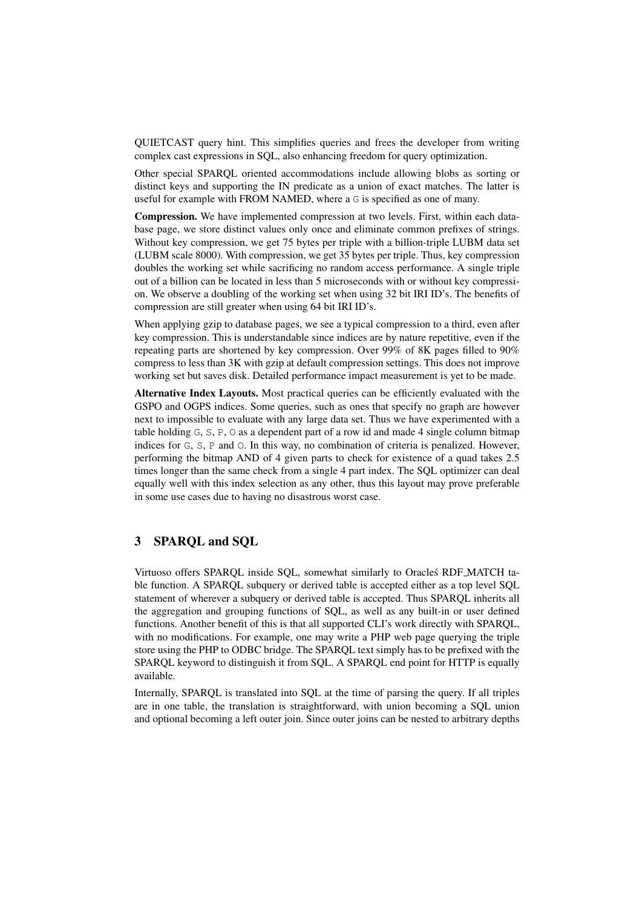QUIETCAST query hint. This simplifies queries and frees the developer from writing complex cast expressions in SQL, also enhancing freedom for query optimization.

Other special SPARQL oriented accommodations include allowing blobs as sorting or distinct keys and supporting the IN predicate as a union of exact matches. The latter is useful for example with FROM NAMED, where a `G` is specified as one of many.

**Compression.** We have implemented compression at two levels. First, within each database page, we store distinct values only once and eliminate common prefixes of strings. Without key compression, we get 75 bytes per triple with a billion-triple LUBM data set (LUBM scale 8000). With compression, we get 35 bytes per triple. Thus, key compression doubles the working set while sacrificing no random access performance. A single triple out of a billion can be located in less than 5 microseconds with or without key compression. We observe a doubling of the working set when using 32 bit IRI ID's. The benefits of compression are still greater when using 64 bit IRI ID's.

When applying gzip to database pages, we see a typical compression to a third, even after key compression. This is understandable since indices are by nature repetitive, even if the repeating parts are shortened by key compression. Over 99% of 8K pages filled to 90% compress to less than 3K with gzip at default compression settings. This does not improve working set but saves disk. Detailed performance impact measurement is yet to be made.

**Alternative Index Layouts.** Most practical queries can be efficiently evaluated with the GSPO and OGPS indices. Some queries, such as ones that specify no graph are however next to impossible to evaluate with any large data set. Thus we have experimented with a table holding `G`, `S`, `P`, `O` as a dependent part of a row id and made 4 single column bitmap indices for `G`, `S`, `P` and `O`. In this way, no combination of criteria is penalized. However, performing the bitmap AND of 4 given parts to check for existence of a quad takes 2.5 times longer than the same check from a single 4 part index. The SQL optimizer can deal equally well with this index selection as any other, thus this layout may prove preferable in some use cases due to having no disastrous worst case.

## 3 SPARQL and SQL

Virtuoso offers SPARQL inside SQL, somewhat similarly to Oracleś RDF_MATCH table function. A SPARQL subquery or derived table is accepted either as a top level SQL statement of wherever a subquery or derived table is accepted. Thus SPARQL inherits all the aggregation and grouping functions of SQL, as well as any built-in or user defined functions. Another benefit of this is that all supported CLI's work directly with SPARQL, with no modifications. For example, one may write a PHP web page querying the triple store using the PHP to ODBC bridge. The SPARQL text simply has to be prefixed with the SPARQL keyword to distinguish it from SQL. A SPARQL end point for HTTP is equally available.

Internally, SPARQL is translated into SQL at the time of parsing the query. If all triples are in one table, the translation is straightforward, with union becoming a SQL union and optional becoming a left outer join. Since outer joins can be nested to arbitrary depths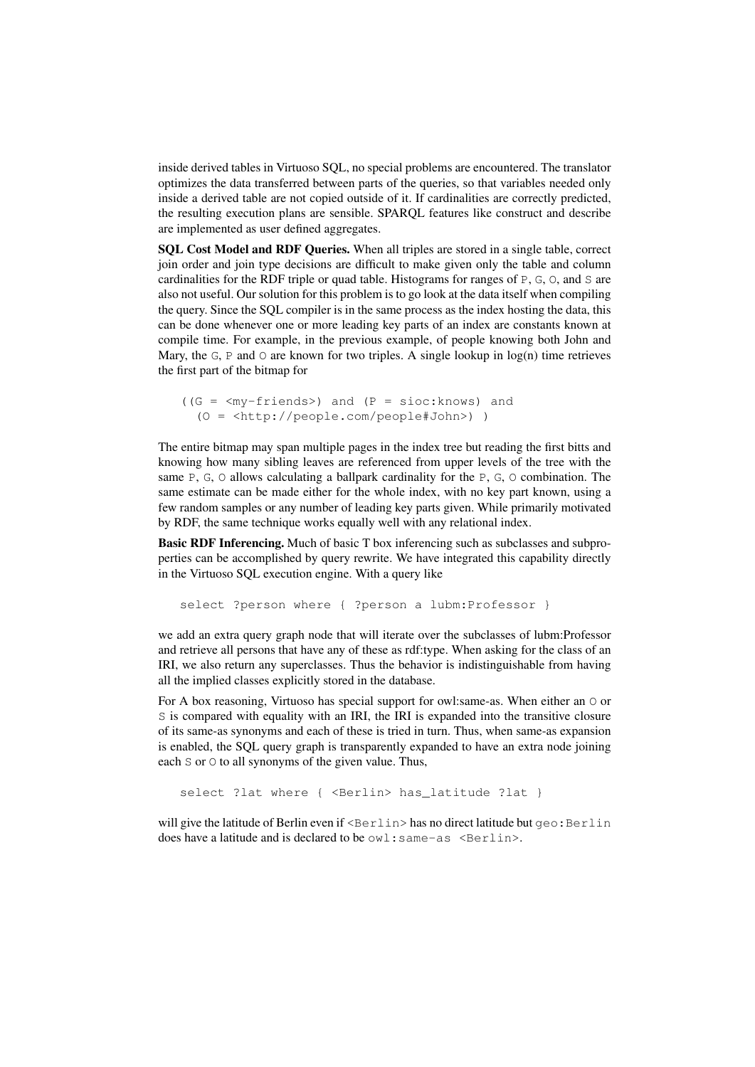inside derived tables in Virtuoso SQL, no special problems are encountered. The translator optimizes the data transferred between parts of the queries, so that variables needed only inside a derived table are not copied outside of it. If cardinalities are correctly predicted, the resulting execution plans are sensible. SPARQL features like construct and describe are implemented as user defined aggregates.

**SQL Cost Model and RDF Queries.** When all triples are stored in a single table, correct join order and join type decisions are difficult to make given only the table and column cardinalities for the RDF triple or quad table. Histograms for ranges of `P`, `G`, `O`, and `S` are also not useful. Our solution for this problem is to go look at the data itself when compiling the query. Since the SQL compiler is in the same process as the index hosting the data, this can be done whenever one or more leading key parts of an index are constants known at compile time. For example, in the previous example, of people knowing both John and Mary, the `G`, `P` and `O` are known for two triples. A single lookup in log(n) time retrieves the first part of the bitmap for

```
((G = <my-friends>) and (P = sioc:knows) and
  (O = <http://people.com/people#John>) )
```

The entire bitmap may span multiple pages in the index tree but reading the first bitts and knowing how many sibling leaves are referenced from upper levels of the tree with the same `P`, `G`, `O` allows calculating a ballpark cardinality for the `P`, `G`, `O` combination. The same estimate can be made either for the whole index, with no key part known, using a few random samples or any number of leading key parts given. While primarily motivated by RDF, the same technique works equally well with any relational index.

**Basic RDF Inferencing.** Much of basic T box inferencing such as subclasses and subproperties can be accomplished by query rewrite. We have integrated this capability directly in the Virtuoso SQL execution engine. With a query like

```
select ?person where { ?person a lubm:Professor }
```

we add an extra query graph node that will iterate over the subclasses of lubm:Professor and retrieve all persons that have any of these as rdf:type. When asking for the class of an IRI, we also return any superclasses. Thus the behavior is indistinguishable from having all the implied classes explicitly stored in the database.

For A box reasoning, Virtuoso has special support for owl:same-as. When either an `O` or `S` is compared with equality with an IRI, the IRI is expanded into the transitive closure of its same-as synonyms and each of these is tried in turn. Thus, when same-as expansion is enabled, the SQL query graph is transparently expanded to have an extra node joining each `S` or `O` to all synonyms of the given value. Thus,

```
select ?lat where { <Berlin> has_latitude ?lat }
```

will give the latitude of Berlin even if `<Berlin>` has no direct latitude but `geo:Berlin` does have a latitude and is declared to be `owl:same-as <Berlin>`.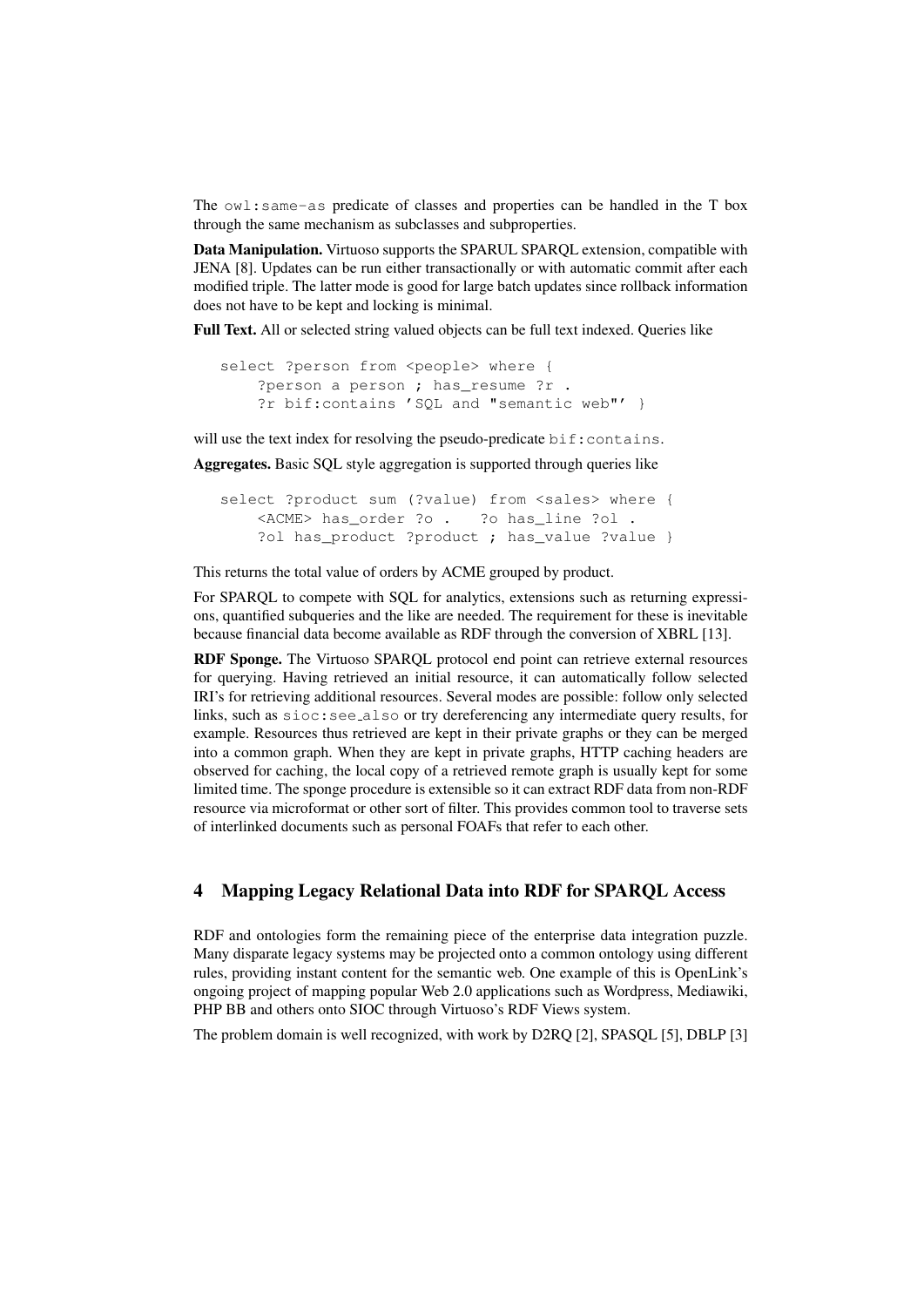The `owl:same-as` predicate of classes and properties can be handled in the T box through the same mechanism as subclasses and subproperties.

**Data Manipulation.** Virtuoso supports the SPARUL SPARQL extension, compatible with JENA [8]. Updates can be run either transactionally or with automatic commit after each modified triple. The latter mode is good for large batch updates since rollback information does not have to be kept and locking is minimal.

**Full Text.** All or selected string valued objects can be full text indexed. Queries like

```
select ?person from <people> where {
    ?person a person ; has_resume ?r .
    ?r bif:contains 'SQL and "semantic web"' }
```

will use the text index for resolving the pseudo-predicate `bif:contains`.

**Aggregates.** Basic SQL style aggregation is supported through queries like

```
select ?product sum (?value) from <sales> where {
    <ACME> has_order ?o .   ?o has_line ?ol .
    ?ol has_product ?product ; has_value ?value }
```

This returns the total value of orders by ACME grouped by product.

For SPARQL to compete with SQL for analytics, extensions such as returning expressions, quantified subqueries and the like are needed. The requirement for these is inevitable because financial data become available as RDF through the conversion of XBRL [13].

**RDF Sponge.** The Virtuoso SPARQL protocol end point can retrieve external resources for querying. Having retrieved an initial resource, it can automatically follow selected IRI's for retrieving additional resources. Several modes are possible: follow only selected links, such as `sioc:see_also` or try dereferencing any intermediate query results, for example. Resources thus retrieved are kept in their private graphs or they can be merged into a common graph. When they are kept in private graphs, HTTP caching headers are observed for caching, the local copy of a retrieved remote graph is usually kept for some limited time. The sponge procedure is extensible so it can extract RDF data from non-RDF resource via microformat or other sort of filter. This provides common tool to traverse sets of interlinked documents such as personal FOAFs that refer to each other.

## 4 Mapping Legacy Relational Data into RDF for SPARQL Access

RDF and ontologies form the remaining piece of the enterprise data integration puzzle. Many disparate legacy systems may be projected onto a common ontology using different rules, providing instant content for the semantic web. One example of this is OpenLink's ongoing project of mapping popular Web 2.0 applications such as Wordpress, Mediawiki, PHP BB and others onto SIOC through Virtuoso's RDF Views system.

The problem domain is well recognized, with work by D2RQ [2], SPASQL [5], DBLP [3]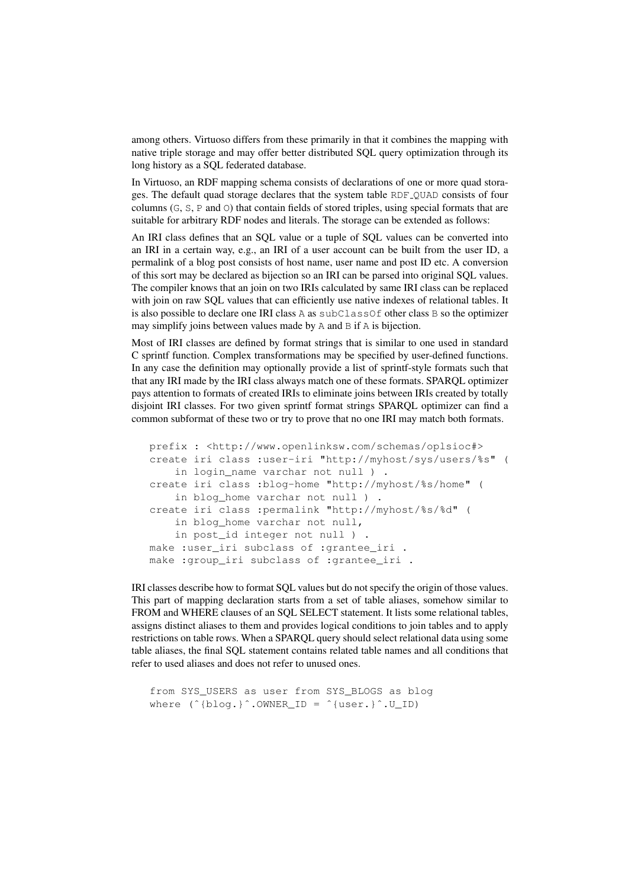among others. Virtuoso differs from these primarily in that it combines the mapping with native triple storage and may offer better distributed SQL query optimization through its long history as a SQL federated database.

In Virtuoso, an RDF mapping schema consists of declarations of one or more quad storages. The default quad storage declares that the system table `RDF_QUAD` consists of four columns (`G`, `S`, `P` and `O`) that contain fields of stored triples, using special formats that are suitable for arbitrary RDF nodes and literals. The storage can be extended as follows:

An IRI class defines that an SQL value or a tuple of SQL values can be converted into an IRI in a certain way, e.g., an IRI of a user account can be built from the user ID, a permalink of a blog post consists of host name, user name and post ID etc. A conversion of this sort may be declared as bijection so an IRI can be parsed into original SQL values. The compiler knows that an join on two IRIs calculated by same IRI class can be replaced with join on raw SQL values that can efficiently use native indexes of relational tables. It is also possible to declare one IRI class `A` as `subClassOf` other class `B` so the optimizer may simplify joins between values made by `A` and `B` if `A` is bijection.

Most of IRI classes are defined by format strings that is similar to one used in standard C sprintf function. Complex transformations may be specified by user-defined functions. In any case the definition may optionally provide a list of sprintf-style formats such that that any IRI made by the IRI class always match one of these formats. SPARQL optimizer pays attention to formats of created IRIs to eliminate joins between IRIs created by totally disjoint IRI classes. For two given sprintf format strings SPARQL optimizer can find a common subformat of these two or try to prove that no one IRI may match both formats.

```
prefix : <http://www.openlinksw.com/schemas/oplsioc#>
create iri class :user-iri "http://myhost/sys/users/%s" (
    in login_name varchar not null ) .
create iri class :blog-home "http://myhost/%s/home" (
    in blog_home varchar not null ) .
create iri class :permalink "http://myhost/%s/%d" (
    in blog_home varchar not null,
    in post_id integer not null ) .
make :user_iri subclass of :grantee_iri .
make :group_iri subclass of :grantee_iri .
```

IRI classes describe how to format SQL values but do not specify the origin of those values. This part of mapping declaration starts from a set of table aliases, somehow similar to FROM and WHERE clauses of an SQL SELECT statement. It lists some relational tables, assigns distinct aliases to them and provides logical conditions to join tables and to apply restrictions on table rows. When a SPARQL query should select relational data using some table aliases, the final SQL statement contains related table names and all conditions that refer to used aliases and does not refer to unused ones.

```
from SYS_USERS as user from SYS_BLOGS as blog
where (^{blog.}^.OWNER_ID = ^{user.}^.U_ID)
```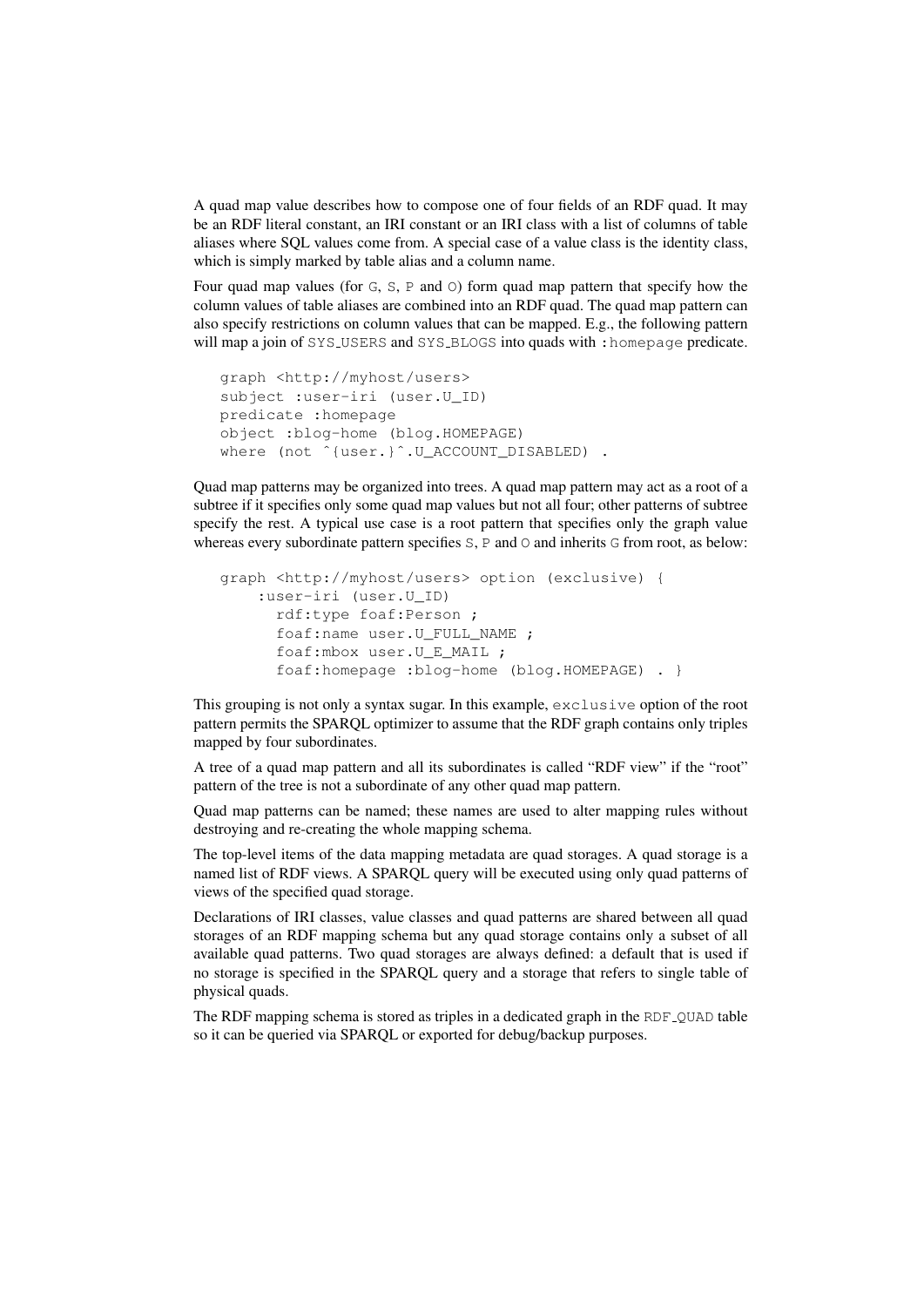A quad map value describes how to compose one of four fields of an RDF quad. It may be an RDF literal constant, an IRI constant or an IRI class with a list of columns of table aliases where SQL values come from. A special case of a value class is the identity class, which is simply marked by table alias and a column name.

Four quad map values (for `G`, `S`, `P` and `O`) form quad map pattern that specify how the column values of table aliases are combined into an RDF quad. The quad map pattern can also specify restrictions on column values that can be mapped. E.g., the following pattern will map a join of `SYS_USERS` and `SYS_BLOGS` into quads with `:homepage` predicate.

```
graph <http://myhost/users>
subject :user-iri (user.U_ID)
predicate :homepage
object :blog-home (blog.HOMEPAGE)
where (not ^{user.}^.U_ACCOUNT_DISABLED) .
```

Quad map patterns may be organized into trees. A quad map pattern may act as a root of a subtree if it specifies only some quad map values but not all four; other patterns of subtree specify the rest. A typical use case is a root pattern that specifies only the graph value whereas every subordinate pattern specifies `S`, `P` and `O` and inherits `G` from root, as below:

```
graph <http://myhost/users> option (exclusive) {
    :user-iri (user.U_ID)
      rdf:type foaf:Person ;
      foaf:name user.U_FULL_NAME ;
      foaf:mbox user.U_E_MAIL ;
      foaf:homepage :blog-home (blog.HOMEPAGE) . }
```

This grouping is not only a syntax sugar. In this example, `exclusive` option of the root pattern permits the SPARQL optimizer to assume that the RDF graph contains only triples mapped by four subordinates.

A tree of a quad map pattern and all its subordinates is called "RDF view" if the "root" pattern of the tree is not a subordinate of any other quad map pattern.

Quad map patterns can be named; these names are used to alter mapping rules without destroying and re-creating the whole mapping schema.

The top-level items of the data mapping metadata are quad storages. A quad storage is a named list of RDF views. A SPARQL query will be executed using only quad patterns of views of the specified quad storage.

Declarations of IRI classes, value classes and quad patterns are shared between all quad storages of an RDF mapping schema but any quad storage contains only a subset of all available quad patterns. Two quad storages are always defined: a default that is used if no storage is specified in the SPARQL query and a storage that refers to single table of physical quads.

The RDF mapping schema is stored as triples in a dedicated graph in the `RDF_QUAD` table so it can be queried via SPARQL or exported for debug/backup purposes.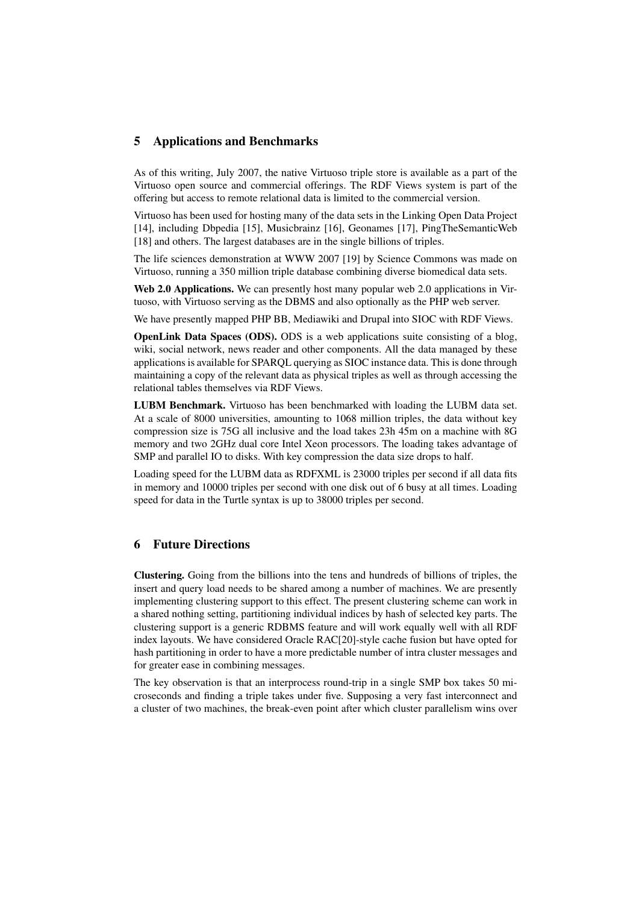## 5 Applications and Benchmarks

As of this writing, July 2007, the native Virtuoso triple store is available as a part of the Virtuoso open source and commercial offerings. The RDF Views system is part of the offering but access to remote relational data is limited to the commercial version.

Virtuoso has been used for hosting many of the data sets in the Linking Open Data Project [14], including Dbpedia [15], Musicbrainz [16], Geonames [17], PingTheSemanticWeb [18] and others. The largest databases are in the single billions of triples.

The life sciences demonstration at WWW 2007 [19] by Science Commons was made on Virtuoso, running a 350 million triple database combining diverse biomedical data sets.

**Web 2.0 Applications.** We can presently host many popular web 2.0 applications in Virtuoso, with Virtuoso serving as the DBMS and also optionally as the PHP web server.

We have presently mapped PHP BB, Mediawiki and Drupal into SIOC with RDF Views.

**OpenLink Data Spaces (ODS).** ODS is a web applications suite consisting of a blog, wiki, social network, news reader and other components. All the data managed by these applications is available for SPARQL querying as SIOC instance data. This is done through maintaining a copy of the relevant data as physical triples as well as through accessing the relational tables themselves via RDF Views.

**LUBM Benchmark.** Virtuoso has been benchmarked with loading the LUBM data set. At a scale of 8000 universities, amounting to 1068 million triples, the data without key compression size is 75G all inclusive and the load takes 23h 45m on a machine with 8G memory and two 2GHz dual core Intel Xeon processors. The loading takes advantage of SMP and parallel IO to disks. With key compression the data size drops to half.

Loading speed for the LUBM data as RDFXML is 23000 triples per second if all data fits in memory and 10000 triples per second with one disk out of 6 busy at all times. Loading speed for data in the Turtle syntax is up to 38000 triples per second.

## 6 Future Directions

**Clustering.** Going from the billions into the tens and hundreds of billions of triples, the insert and query load needs to be shared among a number of machines. We are presently implementing clustering support to this effect. The present clustering scheme can work in a shared nothing setting, partitioning individual indices by hash of selected key parts. The clustering support is a generic RDBMS feature and will work equally well with all RDF index layouts. We have considered Oracle RAC[20]-style cache fusion but have opted for hash partitioning in order to have a more predictable number of intra cluster messages and for greater ease in combining messages.

The key observation is that an interprocess round-trip in a single SMP box takes 50 microseconds and finding a triple takes under five. Supposing a very fast interconnect and a cluster of two machines, the break-even point after which cluster parallelism wins over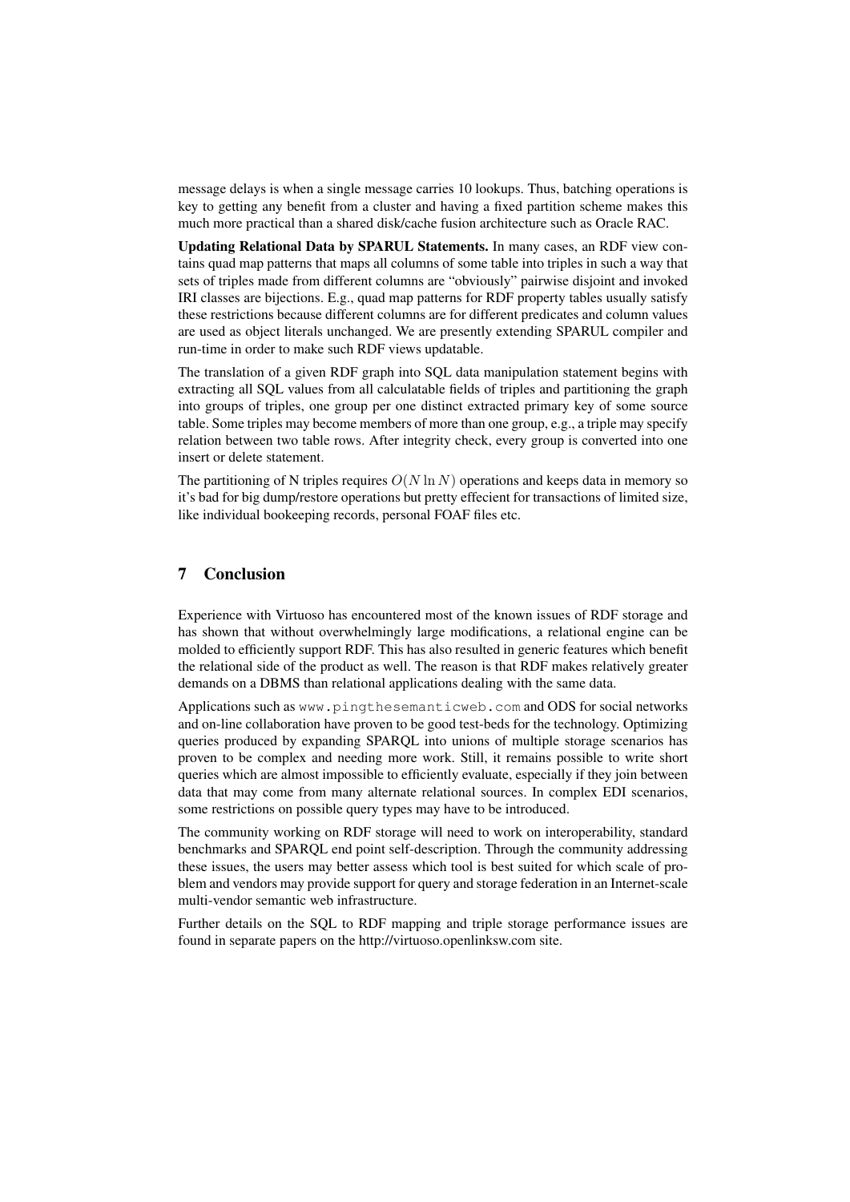message delays is when a single message carries 10 lookups. Thus, batching operations is key to getting any benefit from a cluster and having a fixed partition scheme makes this much more practical than a shared disk/cache fusion architecture such as Oracle RAC.

**Updating Relational Data by SPARUL Statements.** In many cases, an RDF view contains quad map patterns that maps all columns of some table into triples in such a way that sets of triples made from different columns are "obviously" pairwise disjoint and invoked IRI classes are bijections. E.g., quad map patterns for RDF property tables usually satisfy these restrictions because different columns are for different predicates and column values are used as object literals unchanged. We are presently extending SPARUL compiler and run-time in order to make such RDF views updatable.

The translation of a given RDF graph into SQL data manipulation statement begins with extracting all SQL values from all calculatable fields of triples and partitioning the graph into groups of triples, one group per one distinct extracted primary key of some source table. Some triples may become members of more than one group, e.g., a triple may specify relation between two table rows. After integrity check, every group is converted into one insert or delete statement.

The partitioning of N triples requires $O(N \ln N)$ operations and keeps data in memory so it's bad for big dump/restore operations but pretty effecient for transactions of limited size, like individual bookkeeping records, personal FOAF files etc.

## 7 Conclusion

Experience with Virtuoso has encountered most of the known issues of RDF storage and has shown that without overwhelmingly large modifications, a relational engine can be molded to efficiently support RDF. This has also resulted in generic features which benefit the relational side of the product as well. The reason is that RDF makes relatively greater demands on a DBMS than relational applications dealing with the same data.

Applications such as `www.pingthesemanticweb.com` and ODS for social networks and on-line collaboration have proven to be good test-beds for the technology. Optimizing queries produced by expanding SPARQL into unions of multiple storage scenarios has proven to be complex and needing more work. Still, it remains possible to write short queries which are almost impossible to efficiently evaluate, especially if they join between data that may come from many alternate relational sources. In complex EDI scenarios, some restrictions on possible query types may have to be introduced.

The community working on RDF storage will need to work on interoperability, standard benchmarks and SPARQL end point self-description. Through the community addressing these issues, the users may better assess which tool is best suited for which scale of problem and vendors may provide support for query and storage federation in an Internet-scale multi-vendor semantic web infrastructure.

Further details on the SQL to RDF mapping and triple storage performance issues are found in separate papers on the http://virtuoso.openlinksw.com site.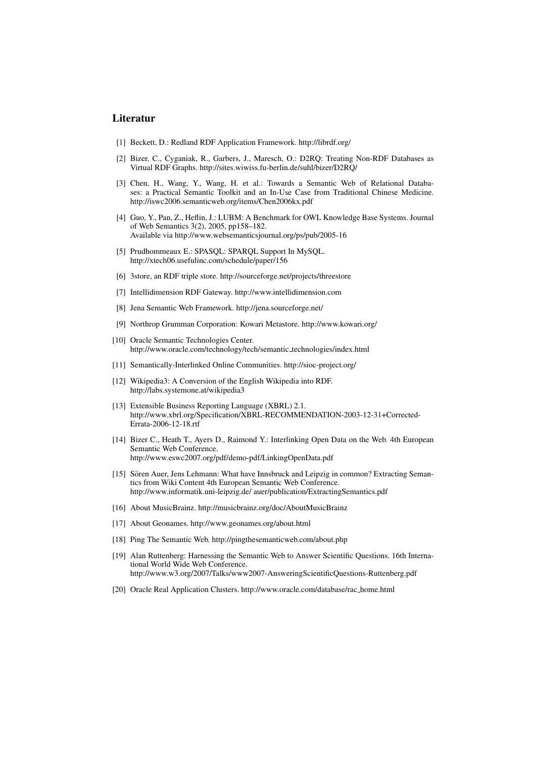## Literatur

[1] Beckett, D.: Redland RDF Application Framework. http://librdf.org/

[2] Bizer, C., Cyganiak, R., Garbers, J., Maresch, O.: D2RQ: Treating Non-RDF Databases as Virtual RDF Graphs. http://sites.wiwiss.fu-berlin.de/suhl/bizer/D2RQ/

[3] Chen, H., Wang, Y., Wang, H. et al.: Towards a Semantic Web of Relational Databases: a Practical Semantic Toolkit and an In-Use Case from Traditional Chinese Medicine. http://iswc2006.semanticweb.org/items/Chen2006kx.pdf

[4] Guo, Y., Pan, Z., Heflin, J.: LUBM: A Benchmark for OWL Knowledge Base Systems. Journal of Web Semantics 3(2), 2005, pp158–182. Available via http://www.websemanticsjournal.org/ps/pub/2005-16

[5] Prudhommeaux E.: SPASQL: SPARQL Support In MySQL. http://xtech06.usefulinc.com/schedule/paper/156

[6] 3store, an RDF triple store. http://sourceforge.net/projects/threestore

[7] Intellidimension RDF Gateway. http://www.intellidimension.com

[8] Jena Semantic Web Framework. http://jena.sourceforge.net/

[9] Northrop Grumman Corporation: Kowari Metastore. http://www.kowari.org/

[10] Oracle Semantic Technologies Center. http://www.oracle.com/technology/tech/semantic_technologies/index.html

[11] Semantically-Interlinked Online Communities. http://sioc-project.org/

[12] Wikipedia3: A Conversion of the English Wikipedia into RDF. http://labs.systemone.at/wikipedia3

[13] Extensible Business Reporting Language (XBRL) 2.1. http://www.xbrl.org/Specification/XBRL-RECOMMENDATION-2003-12-31+Corrected-Errata-2006-12-18.rtf

[14] Bizer C., Heath T., Ayers D., Raimond Y.: Interlinking Open Data on the Web. 4th European Semantic Web Conference. http://www.eswc2007.org/pdf/demo-pdf/LinkingOpenData.pdf

[15] Sören Auer, Jens Lehmann: What have Innsbruck and Leipzig in common? Extracting Semantics from Wiki Content 4th European Semantic Web Conference. http://www.informatik.uni-leipzig.de/ auer/publication/ExtractingSemantics.pdf

[16] About MusicBrainz. http://musicbrainz.org/doc/AboutMusicBrainz

[17] About Geonames. http://www.geonames.org/about.html

[18] Ping The Semantic Web. http://pingthesemanticweb.com/about.php

[19] Alan Ruttenberg: Harnessing the Semantic Web to Answer Scientific Questions. 16th International World Wide Web Conference. http://www.w3.org/2007/Talks/www2007-AnsweringScientificQuestions-Ruttenberg.pdf

[20] Oracle Real Application Clusters. http://www.oracle.com/database/rac_home.html